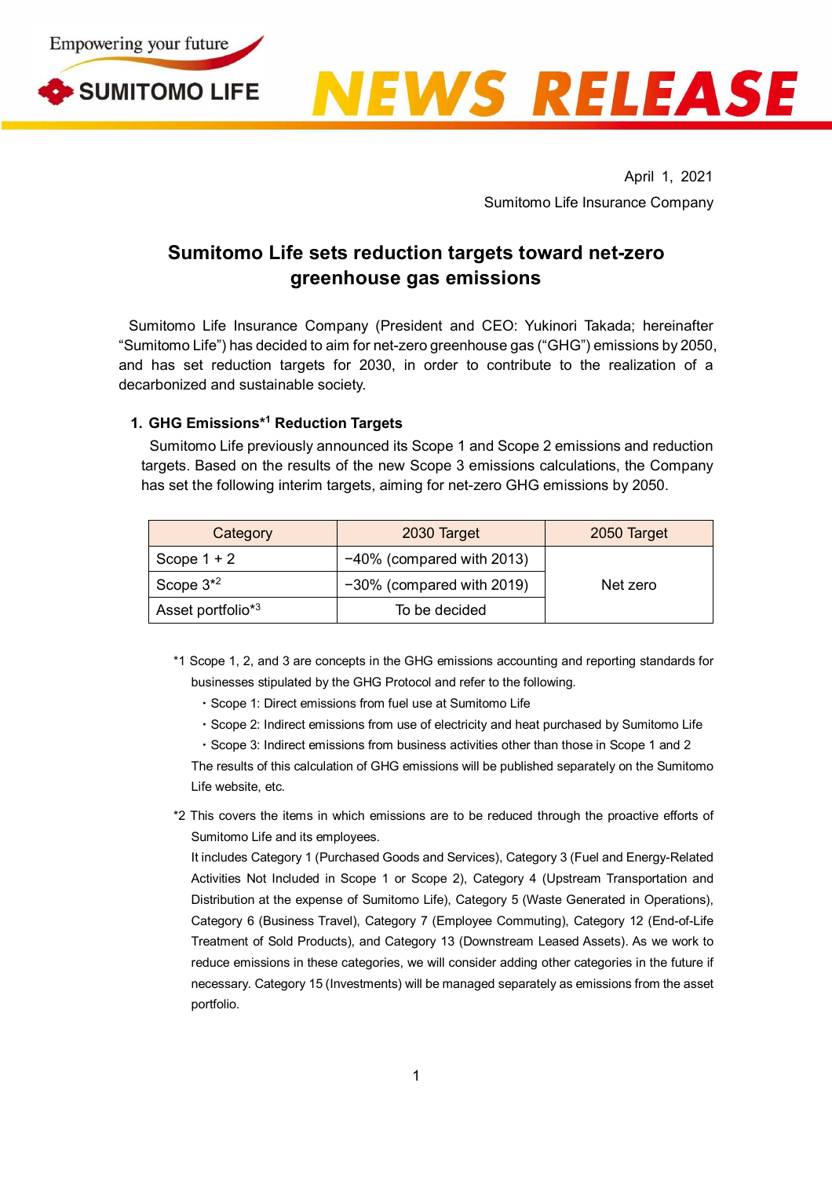Empowering your future

SUMITOMO LIFE

NEWS RELEASE

April 1, 2021

Sumitomo Life Insurance Company

# Sumitomo Life sets reduction targets toward net-zero greenhouse gas emissions

Sumitomo Life Insurance Company (President and CEO: Yukinori Takada; hereinafter "Sumitomo Life") has decided to aim for net-zero greenhouse gas ("GHG") emissions by 2050, and has set reduction targets for 2030, in order to contribute to the realization of a decarbonized and sustainable society.

## 1. GHG Emissions*1 Reduction Targets

Sumitomo Life previously announced its Scope 1 and Scope 2 emissions and reduction targets. Based on the results of the new Scope 3 emissions calculations, the Company has set the following interim targets, aiming for net-zero GHG emissions by 2050.

| Category | 2030 Target | 2050 Target |
|---|---|---|
| Scope 1 + 2 | −40% (compared with 2013) | Net zero |
| Scope 3*2 | −30% (compared with 2019) | |
| Asset portfolio*3 | To be decided | |

*1 Scope 1, 2, and 3 are concepts in the GHG emissions accounting and reporting standards for businesses stipulated by the GHG Protocol and refer to the following.

- Scope 1: Direct emissions from fuel use at Sumitomo Life
- Scope 2: Indirect emissions from use of electricity and heat purchased by Sumitomo Life
- Scope 3: Indirect emissions from business activities other than those in Scope 1 and 2

The results of this calculation of GHG emissions will be published separately on the Sumitomo Life website, etc.

*2 This covers the items in which emissions are to be reduced through the proactive efforts of Sumitomo Life and its employees.
It includes Category 1 (Purchased Goods and Services), Category 3 (Fuel and Energy-Related Activities Not Included in Scope 1 or Scope 2), Category 4 (Upstream Transportation and Distribution at the expense of Sumitomo Life), Category 5 (Waste Generated in Operations), Category 6 (Business Travel), Category 7 (Employee Commuting), Category 12 (End-of-Life Treatment of Sold Products), and Category 13 (Downstream Leased Assets). As we work to reduce emissions in these categories, we will consider adding other categories in the future if necessary. Category 15 (Investments) will be managed separately as emissions from the asset portfolio.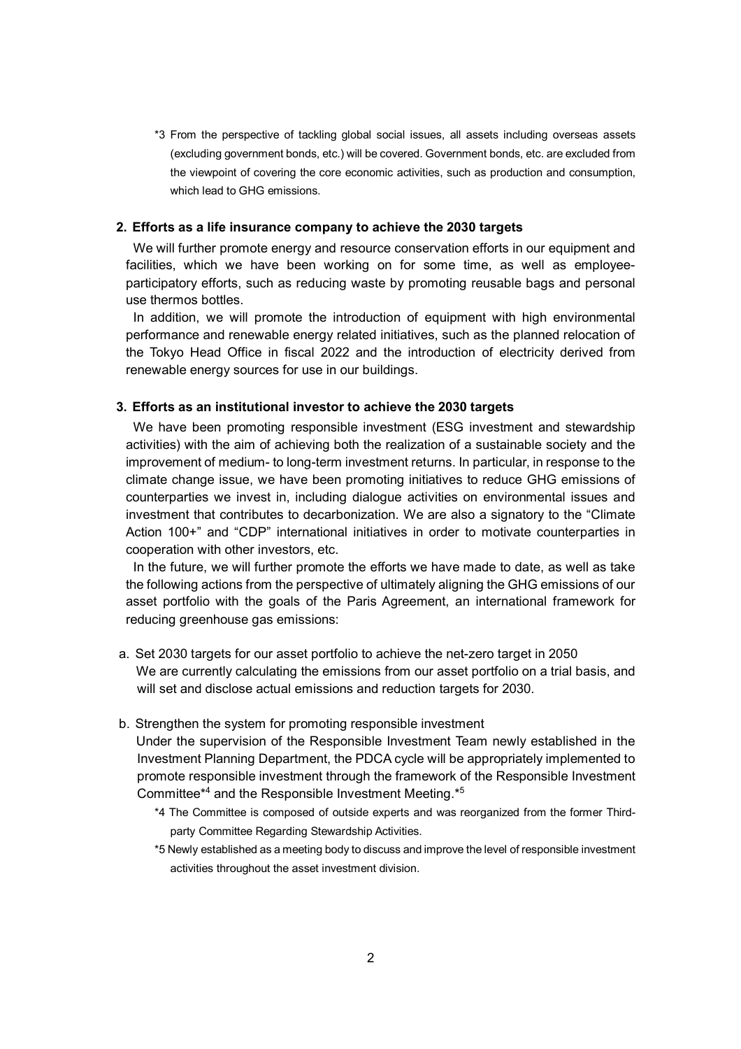*3 From the perspective of tackling global social issues, all assets including overseas assets (excluding government bonds, etc.) will be covered. Government bonds, etc. are excluded from the viewpoint of covering the core economic activities, such as production and consumption, which lead to GHG emissions.

## 2. Efforts as a life insurance company to achieve the 2030 targets

We will further promote energy and resource conservation efforts in our equipment and facilities, which we have been working on for some time, as well as employee-participatory efforts, such as reducing waste by promoting reusable bags and personal use thermos bottles.

In addition, we will promote the introduction of equipment with high environmental performance and renewable energy related initiatives, such as the planned relocation of the Tokyo Head Office in fiscal 2022 and the introduction of electricity derived from renewable energy sources for use in our buildings.

## 3. Efforts as an institutional investor to achieve the 2030 targets

We have been promoting responsible investment (ESG investment and stewardship activities) with the aim of achieving both the realization of a sustainable society and the improvement of medium- to long-term investment returns. In particular, in response to the climate change issue, we have been promoting initiatives to reduce GHG emissions of counterparties we invest in, including dialogue activities on environmental issues and investment that contributes to decarbonization. We are also a signatory to the "Climate Action 100+" and "CDP" international initiatives in order to motivate counterparties in cooperation with other investors, etc.

In the future, we will further promote the efforts we have made to date, as well as take the following actions from the perspective of ultimately aligning the GHG emissions of our asset portfolio with the goals of the Paris Agreement, an international framework for reducing greenhouse gas emissions:

a. Set 2030 targets for our asset portfolio to achieve the net-zero target in 2050

We are currently calculating the emissions from our asset portfolio on a trial basis, and will set and disclose actual emissions and reduction targets for 2030.

b. Strengthen the system for promoting responsible investment

Under the supervision of the Responsible Investment Team newly established in the Investment Planning Department, the PDCA cycle will be appropriately implemented to promote responsible investment through the framework of the Responsible Investment Committee[*4] and the Responsible Investment Meeting.[*5]

*4 The Committee is composed of outside experts and was reorganized from the former Third-party Committee Regarding Stewardship Activities.

*5 Newly established as a meeting body to discuss and improve the level of responsible investment activities throughout the asset investment division.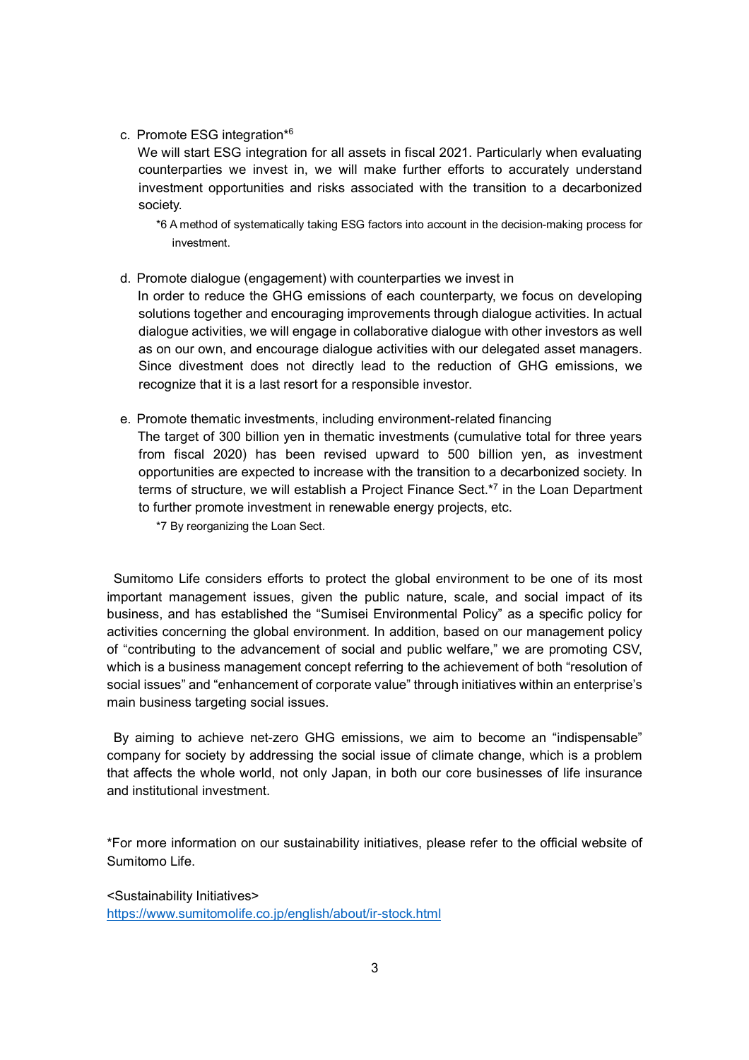c. Promote ESG integration*[6]

We will start ESG integration for all assets in fiscal 2021. Particularly when evaluating counterparties we invest in, we will make further efforts to accurately understand investment opportunities and risks associated with the transition to a decarbonized society.

*6 A method of systematically taking ESG factors into account in the decision-making process for investment.

d. Promote dialogue (engagement) with counterparties we invest in

In order to reduce the GHG emissions of each counterparty, we focus on developing solutions together and encouraging improvements through dialogue activities. In actual dialogue activities, we will engage in collaborative dialogue with other investors as well as on our own, and encourage dialogue activities with our delegated asset managers. Since divestment does not directly lead to the reduction of GHG emissions, we recognize that it is a last resort for a responsible investor.

e. Promote thematic investments, including environment-related financing

The target of 300 billion yen in thematic investments (cumulative total for three years from fiscal 2020) has been revised upward to 500 billion yen, as investment opportunities are expected to increase with the transition to a decarbonized society. In terms of structure, we will establish a Project Finance Sect.*[7] in the Loan Department to further promote investment in renewable energy projects, etc.

*7 By reorganizing the Loan Sect.

Sumitomo Life considers efforts to protect the global environment to be one of its most important management issues, given the public nature, scale, and social impact of its business, and has established the “Sumisei Environmental Policy” as a specific policy for activities concerning the global environment. In addition, based on our management policy of “contributing to the advancement of social and public welfare,” we are promoting CSV, which is a business management concept referring to the achievement of both “resolution of social issues” and “enhancement of corporate value” through initiatives within an enterprise’s main business targeting social issues.

By aiming to achieve net-zero GHG emissions, we aim to become an “indispensable” company for society by addressing the social issue of climate change, which is a problem that affects the whole world, not only Japan, in both our core businesses of life insurance and institutional investment.

*For more information on our sustainability initiatives, please refer to the official website of Sumitomo Life.

<Sustainability Initiatives>
https://www.sumitomolife.co.jp/english/about/ir-stock.html